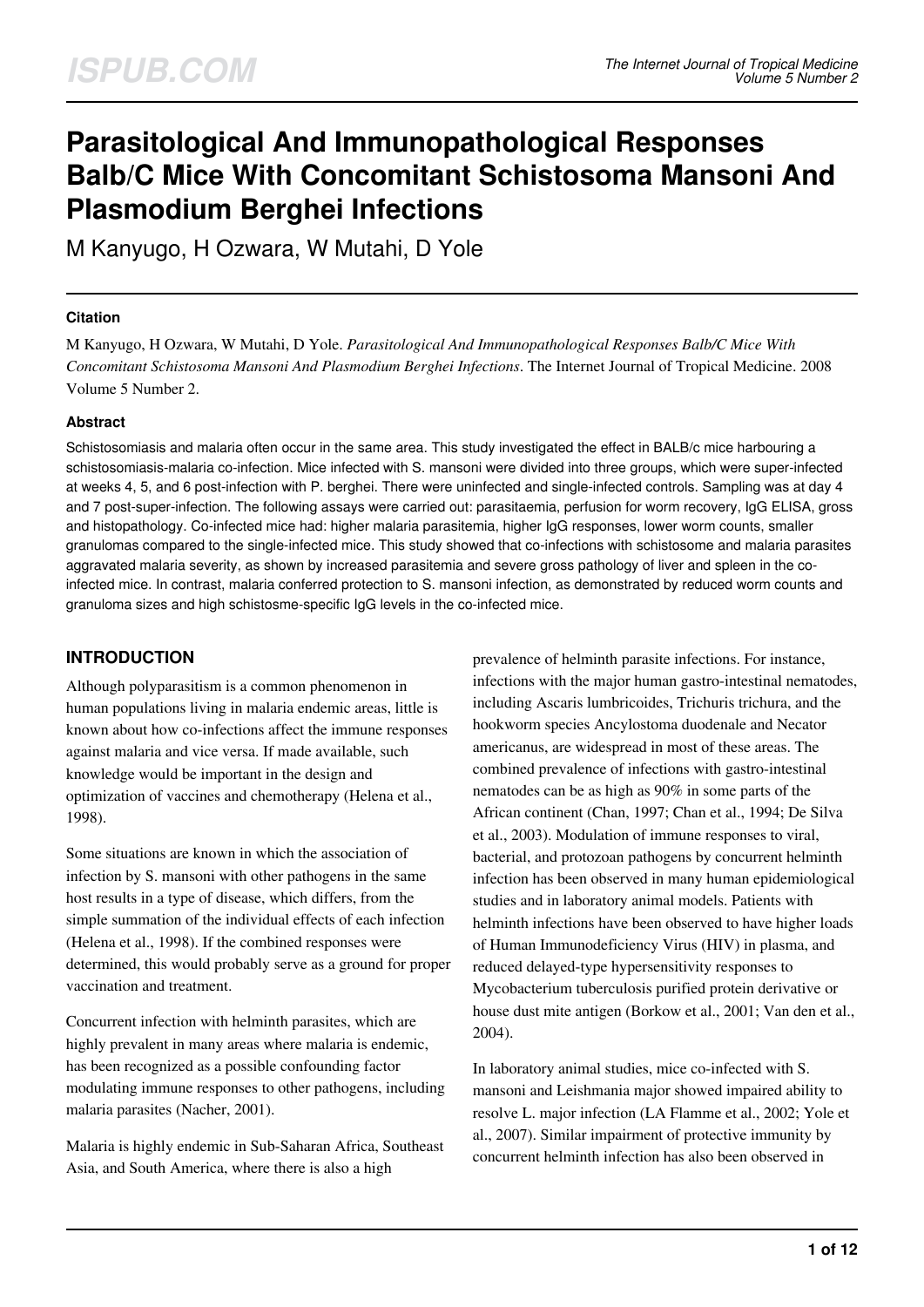# Parasitological And Immunopathological Responses Balb/C Mice With Concomitant Schistosoma Mansoni And Plasmodium Berghei Infections

M Kanyugo, H Ozwara, W Mutahi, D Yole

## Citation

M Kanyugo, H Ozwara, W Mutahi, D Yole. *Parasitological And Immunopathological Responses Balb/C Mice With Concomitant Schistosoma Mansoni And Plasmodium Berghei Infections*. The Internet Journal of Tropical Medicine. 2008 Volume 5 Number 2.

## Abstract

Schistosomiasis and malaria often occur in the same area. This study investigated the effect in BALB/c mice harbouring a schistosomiasis-malaria co-infection. Mice infected with S. mansoni were divided into three groups, which were super-infected at weeks 4, 5, and 6 post-infection with P. berghei. There were uninfected and single-infected controls. Sampling was at day 4 and 7 post-super-infection. The following assays were carried out: parasitaemia, perfusion for worm recovery, IgG ELISA, gross and histopathology. Co-infected mice had: higher malaria parasitemia, higher IgG responses, lower worm counts, smaller granulomas compared to the single-infected mice. This study showed that co-infections with schistosome and malaria parasites aggravated malaria severity, as shown by increased parasitemia and severe gross pathology of liver and spleen in the co-infected mice. In contrast, malaria conferred protection to S. mansoni infection, as demonstrated by reduced worm counts and granuloma sizes and high schistosme-specific IgG levels in the co-infected mice.

## INTRODUCTION

Although polyparasitism is a common phenomenon in human populations living in malaria endemic areas, little is known about how co-infections affect the immune responses against malaria and vice versa. If made available, such knowledge would be important in the design and optimization of vaccines and chemotherapy (Helena et al., 1998).

Some situations are known in which the association of infection by S. mansoni with other pathogens in the same host results in a type of disease, which differs, from the simple summation of the individual effects of each infection (Helena et al., 1998). If the combined responses were determined, this would probably serve as a ground for proper vaccination and treatment.

Concurrent infection with helminth parasites, which are highly prevalent in many areas where malaria is endemic, has been recognized as a possible confounding factor modulating immune responses to other pathogens, including malaria parasites (Nacher, 2001).

Malaria is highly endemic in Sub-Saharan Africa, Southeast Asia, and South America, where there is also a high prevalence of helminth parasite infections. For instance, infections with the major human gastro-intestinal nematodes, including Ascaris lumbricoides, Trichuris trichura, and the hookworm species Ancylostoma duodenale and Necator americanus, are widespread in most of these areas. The combined prevalence of infections with gastro-intestinal nematodes can be as high as 90% in some parts of the African continent (Chan, 1997; Chan et al., 1994; De Silva et al., 2003). Modulation of immune responses to viral, bacterial, and protozoan pathogens by concurrent helminth infection has been observed in many human epidemiological studies and in laboratory animal models. Patients with helminth infections have been observed to have higher loads of Human Immunodeficiency Virus (HIV) in plasma, and reduced delayed-type hypersensitivity responses to Mycobacterium tuberculosis purified protein derivative or house dust mite antigen (Borkow et al., 2001; Van den et al., 2004).

In laboratory animal studies, mice co-infected with S. mansoni and Leishmania major showed impaired ability to resolve L. major infection (LA Flamme et al., 2002; Yole et al., 2007). Similar impairment of protective immunity by concurrent helminth infection has also been observed in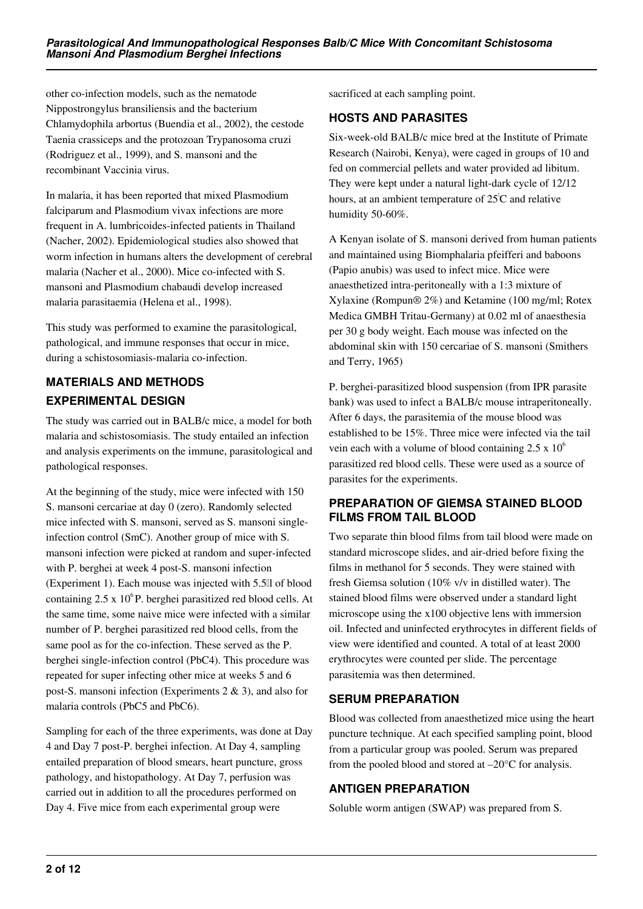other co-infection models, such as the nematode Nippostrongylus bransiliensis and the bacterium Chlamydophila arbortus (Buendia et al., 2002), the cestode Taenia crassiceps and the protozoan Trypanosoma cruzi (Rodriguez et al., 1999), and S. mansoni and the recombinant Vaccinia virus.

In malaria, it has been reported that mixed Plasmodium falciparum and Plasmodium vivax infections are more frequent in A. lumbricoides-infected patients in Thailand (Nacher, 2002). Epidemiological studies also showed that worm infection in humans alters the development of cerebral malaria (Nacher et al., 2000). Mice co-infected with S. mansoni and Plasmodium chabaudi develop increased malaria parasitaemia (Helena et al., 1998).

This study was performed to examine the parasitological, pathological, and immune responses that occur in mice, during a schistosomiasis-malaria co-infection.

## MATERIALS AND METHODS

### EXPERIMENTAL DESIGN

The study was carried out in BALB/c mice, a model for both malaria and schistosomiasis. The study entailed an infection and analysis experiments on the immune, parasitological and pathological responses.

At the beginning of the study, mice were infected with 150 S. mansoni cercariae at day 0 (zero). Randomly selected mice infected with S. mansoni, served as S. mansoni single-infection control (SmC). Another group of mice with S. mansoni infection were picked at random and super-infected with P. berghei at week 4 post-S. mansoni infection (Experiment 1). Each mouse was injected with 5.5μl of blood containing $2.5 \times 10^6$ P. berghei parasitized red blood cells. At the same time, some naive mice were infected with a similar number of P. berghei parasitized red blood cells, from the same pool as for the co-infection. These served as the P. berghei single-infection control (PbC4). This procedure was repeated for super infecting other mice at weeks 5 and 6 post-S. mansoni infection (Experiments 2 & 3), and also for malaria controls (PbC5 and PbC6).

Sampling for each of the three experiments, was done at Day 4 and Day 7 post-P. berghei infection. At Day 4, sampling entailed preparation of blood smears, heart puncture, gross pathology, and histopathology. At Day 7, perfusion was carried out in addition to all the procedures performed on Day 4. Five mice from each experimental group were sacrificed at each sampling point.

### HOSTS AND PARASITES

Six-week-old BALB/c mice bred at the Institute of Primate Research (Nairobi, Kenya), were caged in groups of 10 and fed on commercial pellets and water provided ad libitum. They were kept under a natural light-dark cycle of 12/12 hours, at an ambient temperature of 25°C and relative humidity 50-60%.

A Kenyan isolate of S. mansoni derived from human patients and maintained using Biomphalaria pfeifferi and baboons (Papio anubis) was used to infect mice. Mice were anaesthetized intra-peritoneally with a 1:3 mixture of Xylaxine (Rompun® 2%) and Ketamine (100 mg/ml; Rotex Medica GMBH Tritau-Germany) at 0.02 ml of anaesthesia per 30 g body weight. Each mouse was infected on the abdominal skin with 150 cercariae of S. mansoni (Smithers and Terry, 1965)

P. berghei-parasitized blood suspension (from IPR parasite bank) was used to infect a BALB/c mouse intraperitoneally. After 6 days, the parasitemia of the mouse blood was established to be 15%. Three mice were infected via the tail vein each with a volume of blood containing $2.5 \times 10^6$ parasitized red blood cells. These were used as a source of parasites for the experiments.

### PREPARATION OF GIEMSA STAINED BLOOD FILMS FROM TAIL BLOOD

Two separate thin blood films from tail blood were made on standard microscope slides, and air-dried before fixing the films in methanol for 5 seconds. They were stained with fresh Giemsa solution (10% v/v in distilled water). The stained blood films were observed under a standard light microscope using the x100 objective lens with immersion oil. Infected and uninfected erythrocytes in different fields of view were identified and counted. A total of at least 2000 erythrocytes were counted per slide. The percentage parasitemia was then determined.

### SERUM PREPARATION

Blood was collected from anaesthetized mice using the heart puncture technique. At each specified sampling point, blood from a particular group was pooled. Serum was prepared from the pooled blood and stored at –20°C for analysis.

### ANTIGEN PREPARATION

Soluble worm antigen (SWAP) was prepared from S.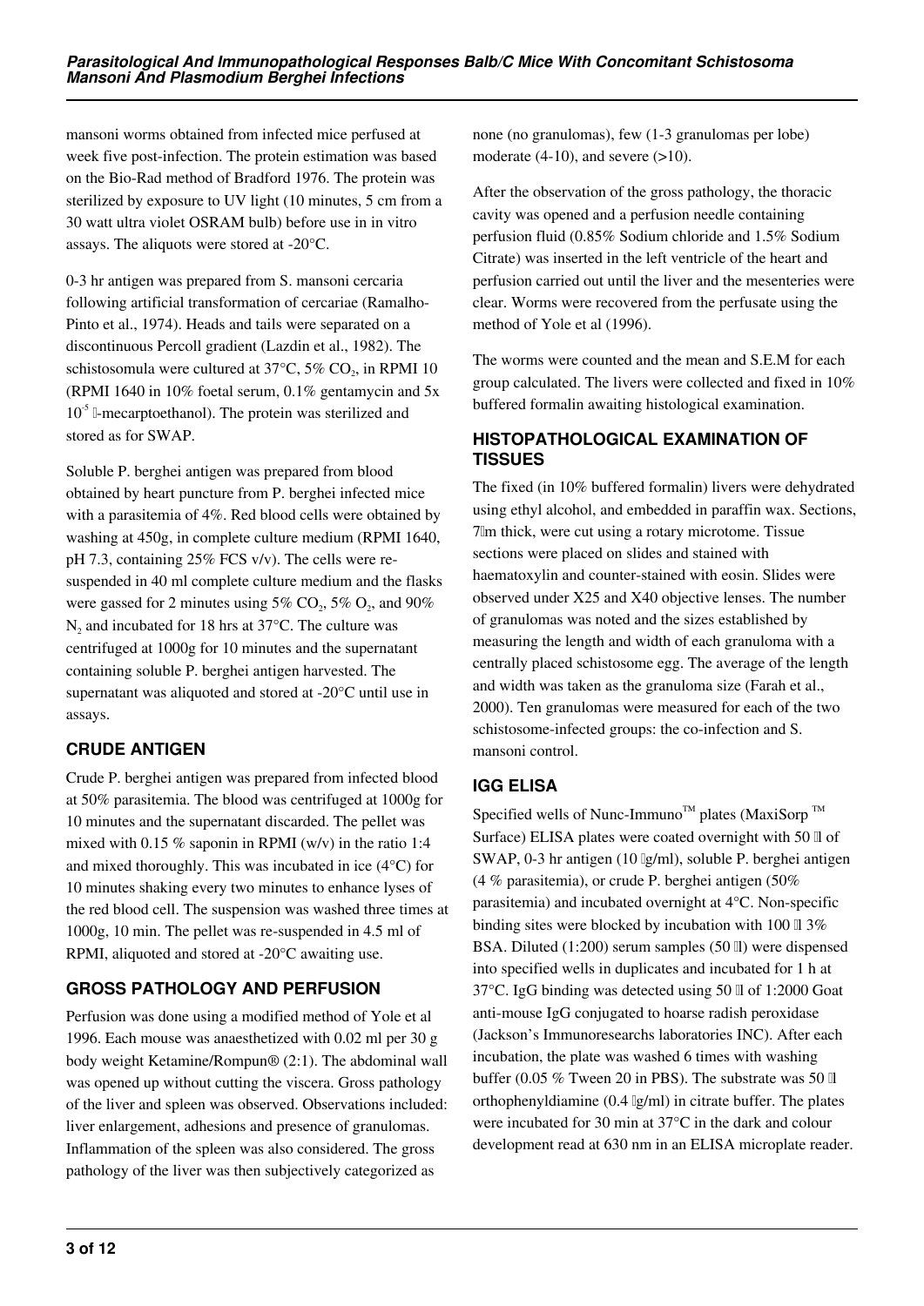mansoni worms obtained from infected mice perfused at week five post-infection. The protein estimation was based on the Bio-Rad method of Bradford 1976. The protein was sterilized by exposure to UV light (10 minutes, 5 cm from a 30 watt ultra violet OSRAM bulb) before use in in vitro assays. The aliquots were stored at -20°C.

0-3 hr antigen was prepared from S. mansoni cercaria following artificial transformation of cercariae (Ramalho-Pinto et al., 1974). Heads and tails were separated on a discontinuous Percoll gradient (Lazdin et al., 1982). The schistosomula were cultured at 37°C, 5% $CO_2$, in RPMI 10 (RPMI 1640 in 10% foetal serum, 0.1% gentamycin and 5x $10^{-5}$ -mecarptoethanol). The protein was sterilized and stored as for SWAP.

Soluble P. berghei antigen was prepared from blood obtained by heart puncture from P. berghei infected mice with a parasitemia of 4%. Red blood cells were obtained by washing at 450g, in complete culture medium (RPMI 1640, pH 7.3, containing 25% FCS v/v). The cells were re-suspended in 40 ml complete culture medium and the flasks were gassed for 2 minutes using 5% $CO_2$, 5% $O_2$, and 90% $N_2$ and incubated for 18 hrs at 37°C. The culture was centrifuged at 1000g for 10 minutes and the supernatant containing soluble P. berghei antigen harvested. The supernatant was aliquoted and stored at -20°C until use in assays.

## CRUDE ANTIGEN

Crude P. berghei antigen was prepared from infected blood at 50% parasitemia. The blood was centrifuged at 1000g for 10 minutes and the supernatant discarded. The pellet was mixed with 0.15 % saponin in RPMI (w/v) in the ratio 1:4 and mixed thoroughly. This was incubated in ice (4°C) for 10 minutes shaking every two minutes to enhance lyses of the red blood cell. The suspension was washed three times at 1000g, 10 min. The pellet was re-suspended in 4.5 ml of RPMI, aliquoted and stored at -20°C awaiting use.

## GROSS PATHOLOGY AND PERFUSION

Perfusion was done using a modified method of Yole et al 1996. Each mouse was anaesthetized with 0.02 ml per 30 g body weight Ketamine/Rompun® (2:1). The abdominal wall was opened up without cutting the viscera. Gross pathology of the liver and spleen was observed. Observations included: liver enlargement, adhesions and presence of granulomas. Inflammation of the spleen was also considered. The gross pathology of the liver was then subjectively categorized as none (no granulomas), few (1-3 granulomas per lobe) moderate (4-10), and severe (>10).

After the observation of the gross pathology, the thoracic cavity was opened and a perfusion needle containing perfusion fluid (0.85% Sodium chloride and 1.5% Sodium Citrate) was inserted in the left ventricle of the heart and perfusion carried out until the liver and the mesenteries were clear. Worms were recovered from the perfusate using the method of Yole et al (1996).

The worms were counted and the mean and S.E.M for each group calculated. The livers were collected and fixed in 10% buffered formalin awaiting histological examination.

## HISTOPATHOLOGICAL EXAMINATION OF TISSUES

The fixed (in 10% buffered formalin) livers were dehydrated using ethyl alcohol, and embedded in paraffin wax. Sections, 7m thick, were cut using a rotary microtome. Tissue sections were placed on slides and stained with haematoxylin and counter-stained with eosin. Slides were observed under X25 and X40 objective lenses. The number of granulomas was noted and the sizes established by measuring the length and width of each granuloma with a centrally placed schistosome egg. The average of the length and width was taken as the granuloma size (Farah et al., 2000). Ten granulomas were measured for each of the two schistosome-infected groups: the co-infection and S. mansoni control.

## IGG ELISA

Specified wells of Nunc-Immuno™ plates (MaxiSorp ™ Surface) ELISA plates were coated overnight with 50 l of SWAP, 0-3 hr antigen (10 g/ml), soluble P. berghei antigen (4 % parasitemia), or crude P. berghei antigen (50% parasitemia) and incubated overnight at 4°C. Non-specific binding sites were blocked by incubation with 100 l 3% BSA. Diluted (1:200) serum samples (50 l) were dispensed into specified wells in duplicates and incubated for 1 h at 37°C. IgG binding was detected using 50 l of 1:2000 Goat anti-mouse IgG conjugated to hoarse radish peroxidase (Jackson's Immunoresearchs laboratories INC). After each incubation, the plate was washed 6 times with washing buffer (0.05 % Tween 20 in PBS). The substrate was 50 l orthophenyldiamine (0.4 g/ml) in citrate buffer. The plates were incubated for 30 min at 37°C in the dark and colour development read at 630 nm in an ELISA microplate reader.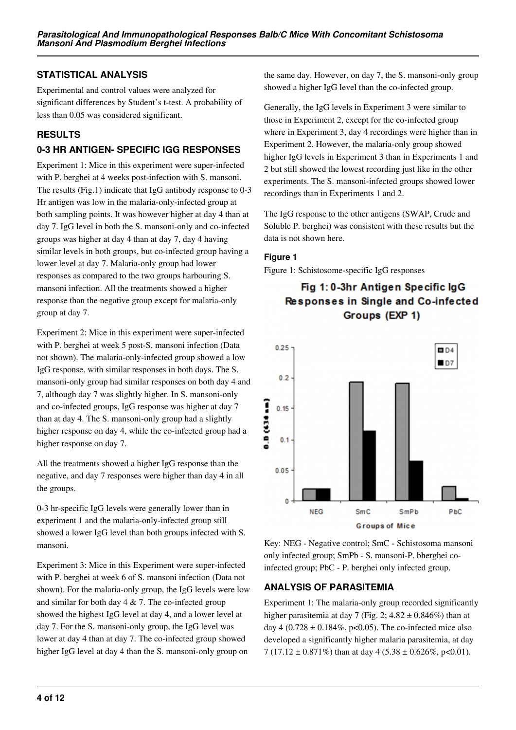## STATISTICAL ANALYSIS

Experimental and control values were analyzed for significant differences by Student's t-test. A probability of less than 0.05 was considered significant.

## RESULTS

### 0-3 HR ANTIGEN- SPECIFIC IGG RESPONSES

Experiment 1: Mice in this experiment were super-infected with P. berghei at 4 weeks post-infection with S. mansoni. The results (Fig.1) indicate that IgG antibody response to 0-3 Hr antigen was low in the malaria-only-infected group at both sampling points. It was however higher at day 4 than at day 7. IgG level in both the S. mansoni-only and co-infected groups was higher at day 4 than at day 7, day 4 having similar levels in both groups, but co-infected group having a lower level at day 7. Malaria-only group had lower responses as compared to the two groups harbouring S. mansoni infection. All the treatments showed a higher response than the negative group except for malaria-only group at day 7.

Experiment 2: Mice in this experiment were super-infected with P. berghei at week 5 post-S. mansoni infection (Data not shown). The malaria-only-infected group showed a low IgG response, with similar responses in both days. The S. mansoni-only group had similar responses on both day 4 and 7, although day 7 was slightly higher. In S. mansoni-only and co-infected groups, IgG response was higher at day 7 than at day 4. The S. mansoni-only group had a slightly higher response on day 4, while the co-infected group had a higher response on day 7.

All the treatments showed a higher IgG response than the negative, and day 7 responses were higher than day 4 in all the groups.

0-3 hr-specific IgG levels were generally lower than in experiment 1 and the malaria-only-infected group still showed a lower IgG level than both groups infected with S. mansoni.

Experiment 3: Mice in this Experiment were super-infected with P. berghei at week 6 of S. mansoni infection (Data not shown). For the malaria-only group, the IgG levels were low and similar for both day 4 & 7. The co-infected group showed the highest IgG level at day 4, and a lower level at day 7. For the S. mansoni-only group, the IgG level was lower at day 4 than at day 7. The co-infected group showed higher IgG level at day 4 than the S. mansoni-only group on the same day. However, on day 7, the S. mansoni-only group showed a higher IgG level than the co-infected group.

Generally, the IgG levels in Experiment 3 were similar to those in Experiment 2, except for the co-infected group where in Experiment 3, day 4 recordings were higher than in Experiment 2. However, the malaria-only group showed higher IgG levels in Experiment 3 than in Experiments 1 and 2 but still showed the lowest recording just like in the other experiments. The S. mansoni-infected groups showed lower recordings than in Experiments 1 and 2.

The IgG response to the other antigens (SWAP, Crude and Soluble P. berghei) was consistent with these results but the data is not shown here.

#### Figure 1

Figure 1: Schistosome-specific IgG responses

Key: NEG - Negative control; SmC - Schistosoma mansoni only infected group; SmPb - S. mansoni-P. bherghei co-infected group; PbC - P. berghei only infected group.

### ANALYSIS OF PARASITEMIA

Experiment 1: The malaria-only group recorded significantly higher parasitemia at day 7 (Fig. 2; $4.82 \pm 0.846\%$) than at day 4 ($0.728 \pm 0.184\%$, $p<0.05$). The co-infected mice also developed a significantly higher malaria parasitemia, at day 7 ($17.12 \pm 0.871\%$) than at day 4 ($5.38 \pm 0.626\%$, $p<0.01$).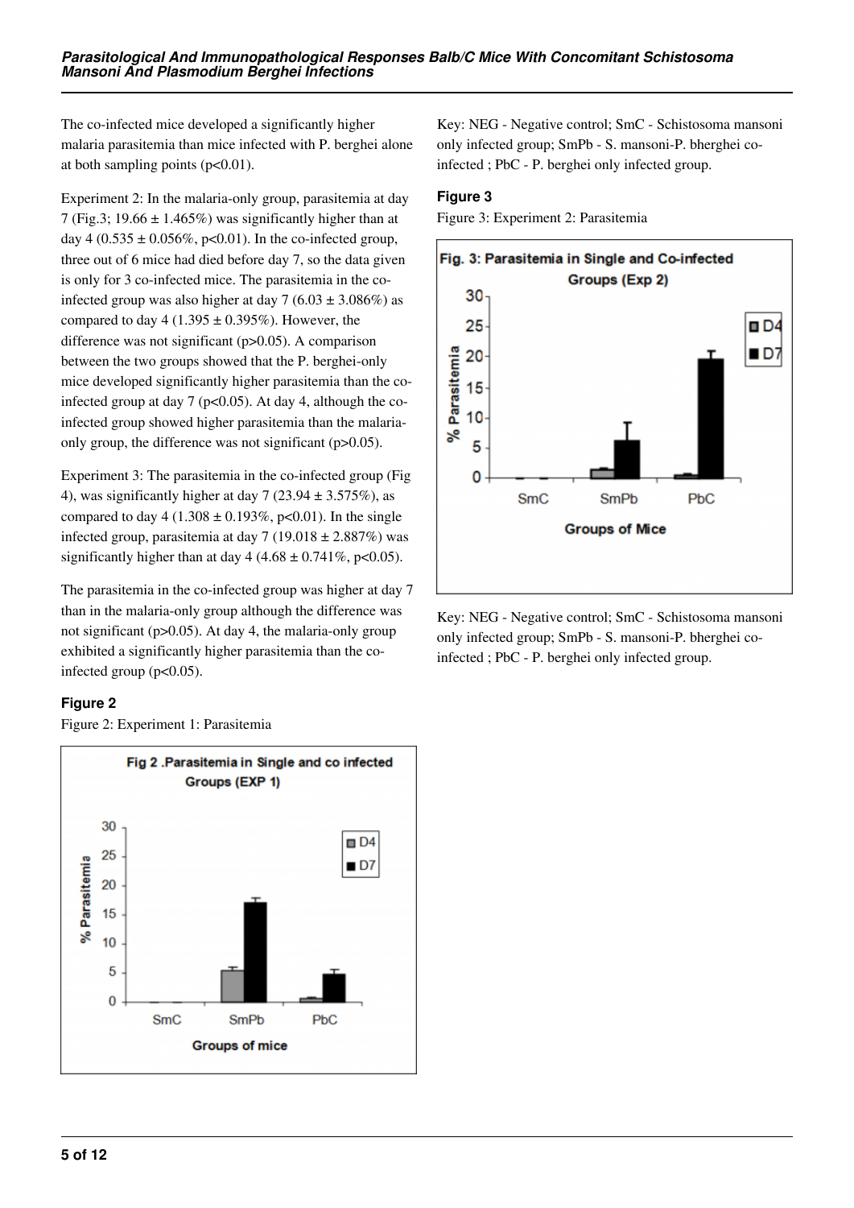The co-infected mice developed a significantly higher malaria parasitemia than mice infected with P. berghei alone at both sampling points ($p<0.01$).

Experiment 2: In the malaria-only group, parasitemia at day 7 (Fig.3; 19.66 ± 1.465%) was significantly higher than at day 4 (0.535 ± 0.056%, $p<0.01$). In the co-infected group, three out of 6 mice had died before day 7, so the data given is only for 3 co-infected mice. The parasitemia in the co-infected group was also higher at day 7 (6.03 ± 3.086%) as compared to day 4 (1.395 ± 0.395%). However, the difference was not significant ($p>0.05$). A comparison between the two groups showed that the P. berghei-only mice developed significantly higher parasitemia than the co-infected group at day 7 ($p<0.05$). At day 4, although the co-infected group showed higher parasitemia than the malaria-only group, the difference was not significant ($p>0.05$).

Experiment 3: The parasitemia in the co-infected group (Fig 4), was significantly higher at day 7 (23.94 ± 3.575%), as compared to day 4 (1.308 ± 0.193%, $p<0.01$). In the single infected group, parasitemia at day 7 (19.018 ± 2.887%) was significantly higher than at day 4 (4.68 ± 0.741%, $p<0.05$).

The parasitemia in the co-infected group was higher at day 7 than in the malaria-only group although the difference was not significant ($p>0.05$). At day 4, the malaria-only group exhibited a significantly higher parasitemia than the co-infected group ($p<0.05$).

### Figure 2

Figure 2: Experiment 1: Parasitemia

Key: NEG - Negative control; SmC - Schistosoma mansoni only infected group; SmPb - S. mansoni-P. bherghei co-infected ; PbC - P. berghei only infected group.

### Figure 3

Figure 3: Experiment 2: Parasitemia

Key: NEG - Negative control; SmC - Schistosoma mansoni only infected group; SmPb - S. mansoni-P. bherghei co-infected ; PbC - P. berghei only infected group.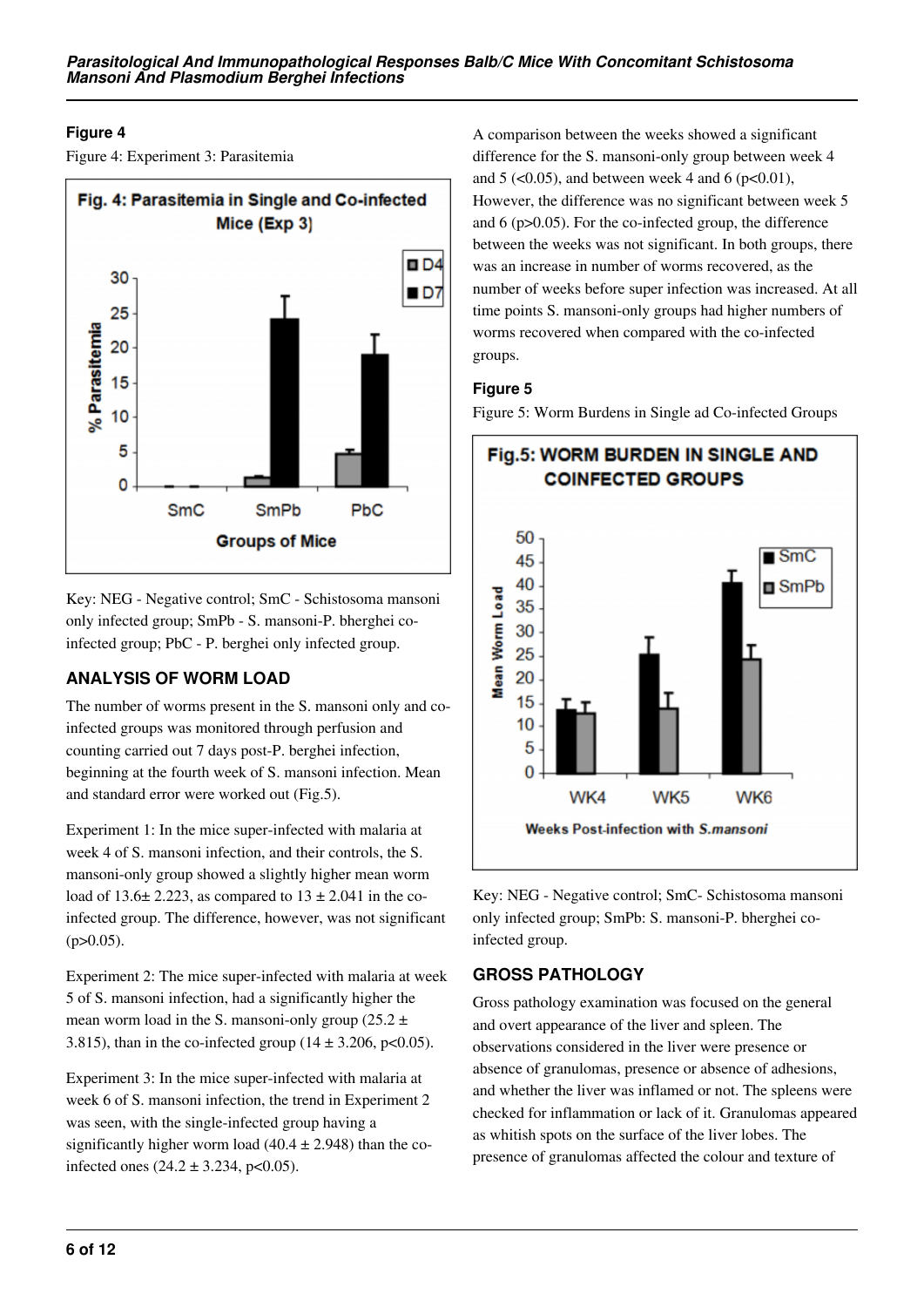#### Figure 4

Figure 4: Experiment 3: Parasitemia

Key: NEG - Negative control; SmC - Schistosoma mansoni only infected group; SmPb - S. mansoni-P. bherghei co-infected group; PbC - P. berghei only infected group.

### ANALYSIS OF WORM LOAD

The number of worms present in the S. mansoni only and co-infected groups was monitored through perfusion and counting carried out 7 days post-P. berghei infection, beginning at the fourth week of S. mansoni infection. Mean and standard error were worked out (Fig.5).

Experiment 1: In the mice super-infected with malaria at week 4 of S. mansoni infection, and their controls, the S. mansoni-only group showed a slightly higher mean worm load of 13.6± 2.223, as compared to 13 ± 2.041 in the co-infected group. The difference, however, was not significant ($p>0.05$).

Experiment 2: The mice super-infected with malaria at week 5 of S. mansoni infection, had a significantly higher the mean worm load in the S. mansoni-only group (25.2 ± 3.815), than in the co-infected group (14 ± 3.206, $p<0.05$).

Experiment 3: In the mice super-infected with malaria at week 6 of S. mansoni infection, the trend in Experiment 2 was seen, with the single-infected group having a significantly higher worm load (40.4 ± 2.948) than the co-infected ones (24.2 ± 3.234, $p<0.05$).

A comparison between the weeks showed a significant difference for the S. mansoni-only group between week 4 and 5 ($<0.05$), and between week 4 and 6 ($p<0.01$), However, the difference was no significant between week 5 and 6 ($p>0.05$). For the co-infected group, the difference between the weeks was not significant. In both groups, there was an increase in number of worms recovered, as the number of weeks before super infection was increased. At all time points S. mansoni-only groups had higher numbers of worms recovered when compared with the co-infected groups.

#### Figure 5

Figure 5: Worm Burdens in Single ad Co-infected Groups

Key: NEG - Negative control; SmC- Schistosoma mansoni only infected group; SmPb: S. mansoni-P. bherghei co-infected group.

### GROSS PATHOLOGY

Gross pathology examination was focused on the general and overt appearance of the liver and spleen. The observations considered in the liver were presence or absence of granulomas, presence or absence of adhesions, and whether the liver was inflamed or not. The spleens were checked for inflammation or lack of it. Granulomas appeared as whitish spots on the surface of the liver lobes. The presence of granulomas affected the colour and texture of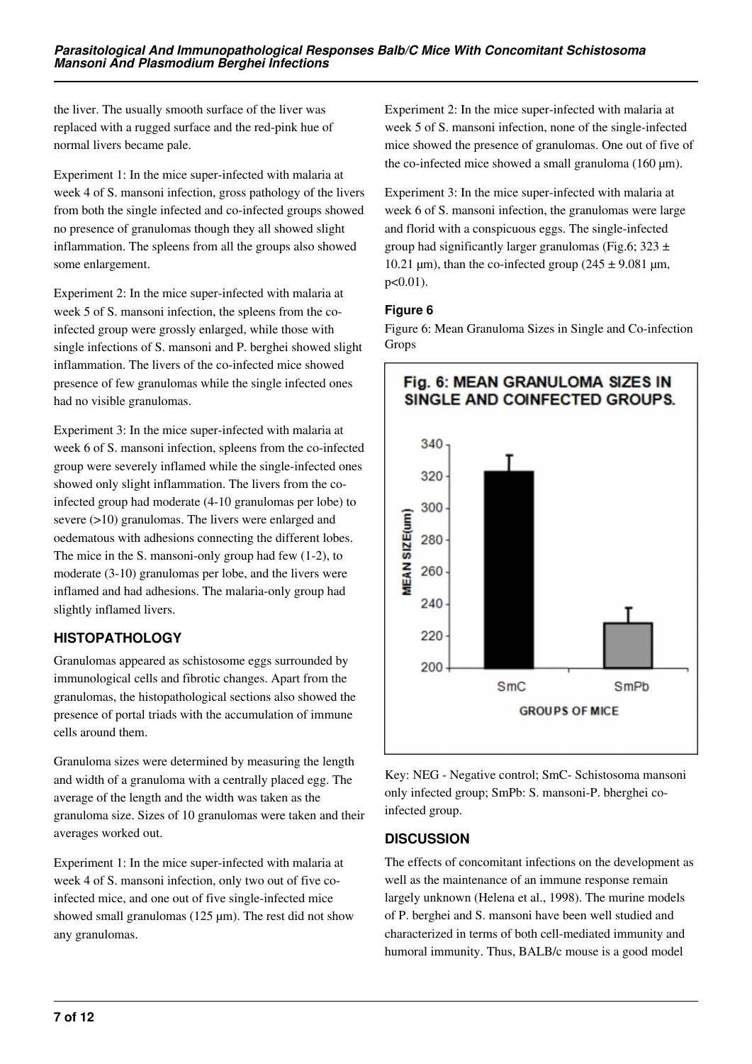the liver. The usually smooth surface of the liver was replaced with a rugged surface and the red-pink hue of normal livers became pale.

Experiment 1: In the mice super-infected with malaria at week 4 of S. mansoni infection, gross pathology of the livers from both the single infected and co-infected groups showed no presence of granulomas though they all showed slight inflammation. The spleens from all the groups also showed some enlargement.

Experiment 2: In the mice super-infected with malaria at week 5 of S. mansoni infection, the spleens from the co-infected group were grossly enlarged, while those with single infections of S. mansoni and P. berghei showed slight inflammation. The livers of the co-infected mice showed presence of few granulomas while the single infected ones had no visible granulomas.

Experiment 3: In the mice super-infected with malaria at week 6 of S. mansoni infection, spleens from the co-infected group were severely inflamed while the single-infected ones showed only slight inflammation. The livers from the co-infected group had moderate (4-10 granulomas per lobe) to severe (>10) granulomas. The livers were enlarged and oedematous with adhesions connecting the different lobes. The mice in the S. mansoni-only group had few (1-2), to moderate (3-10) granulomas per lobe, and the livers were inflamed and had adhesions. The malaria-only group had slightly inflamed livers.

## HISTOPATHOLOGY

Granulomas appeared as schistosome eggs surrounded by immunological cells and fibrotic changes. Apart from the granulomas, the histopathological sections also showed the presence of portal triads with the accumulation of immune cells around them.

Granuloma sizes were determined by measuring the length and width of a granuloma with a centrally placed egg. The average of the length and the width was taken as the granuloma size. Sizes of 10 granulomas were taken and their averages worked out.

Experiment 1: In the mice super-infected with malaria at week 4 of S. mansoni infection, only two out of five co-infected mice, and one out of five single-infected mice showed small granulomas (125 µm). The rest did not show any granulomas.

Experiment 2: In the mice super-infected with malaria at week 5 of S. mansoni infection, none of the single-infected mice showed the presence of granulomas. One out of five of the co-infected mice showed a small granuloma (160 µm).

Experiment 3: In the mice super-infected with malaria at week 6 of S. mansoni infection, the granulomas were large and florid with a conspicuous eggs. The single-infected group had significantly larger granulomas (Fig.6; 323 ± 10.21 µm), than the co-infected group (245 ± 9.081 µm, $p<0.01$).

### Figure 6

Figure 6: Mean Granuloma Sizes in Single and Co-infection Grops

Fig. 6: MEAN GRANULOMA SIZES IN SINGLE AND COINFECTED GROUPS.

Key: NEG - Negative control; SmC- Schistosoma mansoni only infected group; SmPb: S. mansoni-P. bherghei co-infected group.

## DISCUSSION

The effects of concomitant infections on the development as well as the maintenance of an immune response remain largely unknown (Helena et al., 1998). The murine models of P. berghei and S. mansoni have been well studied and characterized in terms of both cell-mediated immunity and humoral immunity. Thus, BALB/c mouse is a good model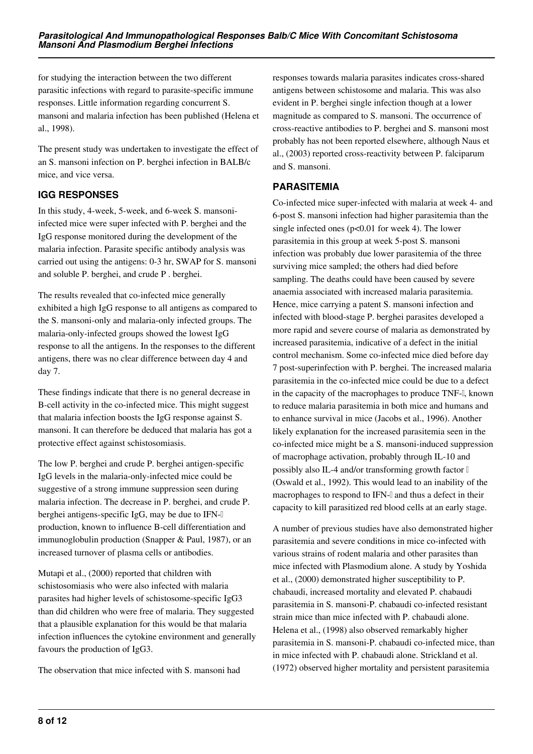for studying the interaction between the two different parasitic infections with regard to parasite-specific immune responses. Little information regarding concurrent S. mansoni and malaria infection has been published (Helena et al., 1998).

The present study was undertaken to investigate the effect of an S. mansoni infection on P. berghei infection in BALB/c mice, and vice versa.

## IGG RESPONSES

In this study, 4-week, 5-week, and 6-week S. mansoni-infected mice were super infected with P. berghei and the IgG response monitored during the development of the malaria infection. Parasite specific antibody analysis was carried out using the antigens: 0-3 hr, SWAP for S. mansoni and soluble P. berghei, and crude P . berghei.

The results revealed that co-infected mice generally exhibited a high IgG response to all antigens as compared to the S. mansoni-only and malaria-only infected groups. The malaria-only-infected groups showed the lowest IgG response to all the antigens. In the responses to the different antigens, there was no clear difference between day 4 and day 7.

These findings indicate that there is no general decrease in B-cell activity in the co-infected mice. This might suggest that malaria infection boosts the IgG response against S. mansoni. It can therefore be deduced that malaria has got a protective effect against schistosomiasis.

The low P. berghei and crude P. berghei antigen-specific IgG levels in the malaria-only-infected mice could be suggestive of a strong immune suppression seen during malaria infection. The decrease in P. berghei, and crude P. berghei antigens-specific IgG, may be due to IFN-γ production, known to influence B-cell differentiation and immunoglobulin production (Snapper & Paul, 1987), or an increased turnover of plasma cells or antibodies.

Mutapi et al., (2000) reported that children with schistosomiasis who were also infected with malaria parasites had higher levels of schistosome-specific IgG3 than did children who were free of malaria. They suggested that a plausible explanation for this would be that malaria infection influences the cytokine environment and generally favours the production of IgG3.

The observation that mice infected with S. mansoni had responses towards malaria parasites indicates cross-shared antigens between schistosome and malaria. This was also evident in P. berghei single infection though at a lower magnitude as compared to S. mansoni. The occurrence of cross-reactive antibodies to P. berghei and S. mansoni most probably has not been reported elsewhere, although Naus et al., (2003) reported cross-reactivity between P. falciparum and S. mansoni.

## PARASITEMIA

Co-infected mice super-infected with malaria at week 4- and 6-post S. mansoni infection had higher parasitemia than the single infected ones ($p<0.01$ for week 4). The lower parasitemia in this group at week 5-post S. mansoni infection was probably due lower parasitemia of the three surviving mice sampled; the others had died before sampling. The deaths could have been caused by severe anaemia associated with increased malaria parasitemia. Hence, mice carrying a patent S. mansoni infection and infected with blood-stage P. berghei parasites developed a more rapid and severe course of malaria as demonstrated by increased parasitemia, indicative of a defect in the initial control mechanism. Some co-infected mice died before day 7 post-superinfection with P. berghei. The increased malaria parasitemia in the co-infected mice could be due to a defect in the capacity of the macrophages to produce TNF-α, known to reduce malaria parasitemia in both mice and humans and to enhance survival in mice (Jacobs et al., 1996). Another likely explanation for the increased parasitemia seen in the co-infected mice might be a S. mansoni-induced suppression of macrophage activation, probably through IL-10 and possibly also IL-4 and/or transforming growth factor β (Oswald et al., 1992). This would lead to an inability of the macrophages to respond to IFN-γ and thus a defect in their capacity to kill parasitized red blood cells at an early stage.

A number of previous studies have also demonstrated higher parasitemia and severe conditions in mice co-infected with various strains of rodent malaria and other parasites than mice infected with Plasmodium alone. A study by Yoshida et al., (2000) demonstrated higher susceptibility to P. chabaudi, increased mortality and elevated P. chabaudi parasitemia in S. mansoni-P. chabaudi co-infected resistant strain mice than mice infected with P. chabaudi alone. Helena et al., (1998) also observed remarkably higher parasitemia in S. mansoni-P. chabaudi co-infected mice, than in mice infected with P. chabaudi alone. Strickland et al. (1972) observed higher mortality and persistent parasitemia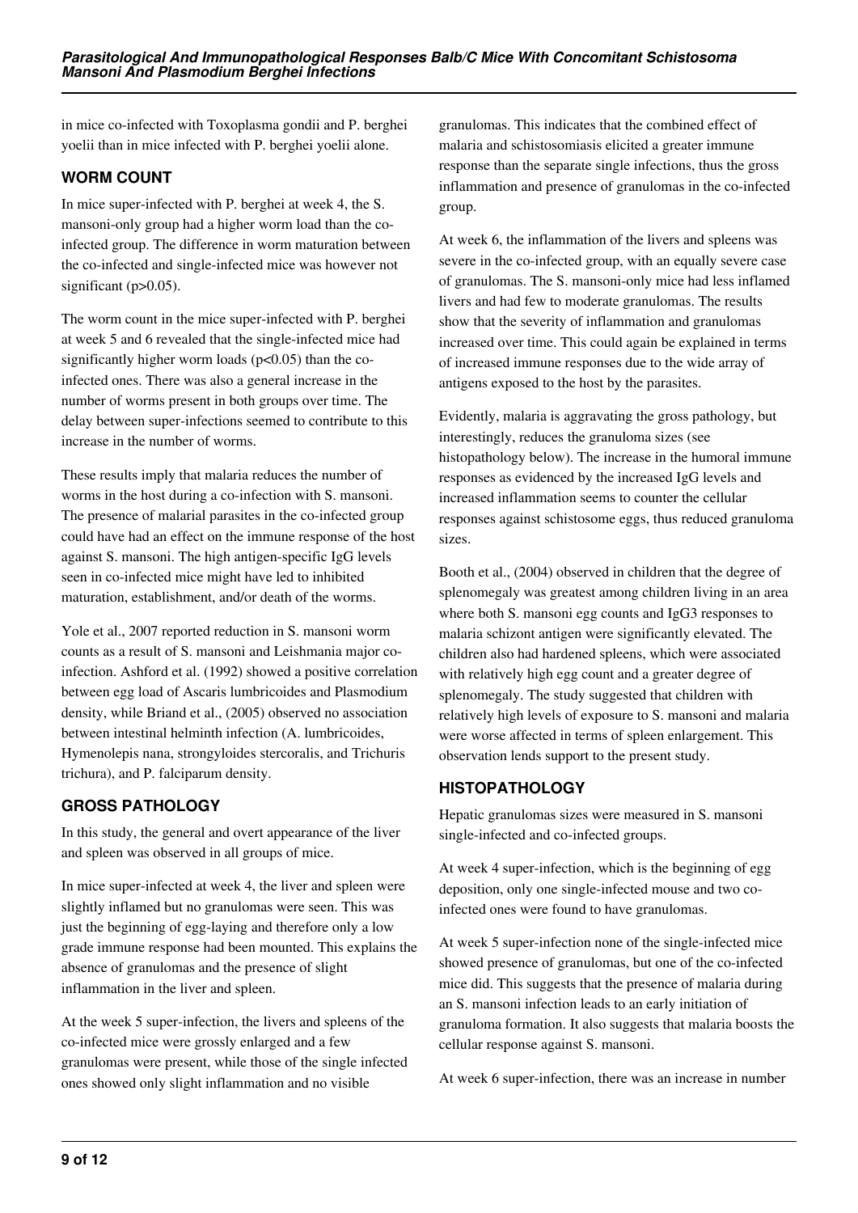in mice co-infected with Toxoplasma gondii and P. berghei yoelii than in mice infected with P. berghei yoelii alone.

## WORM COUNT

In mice super-infected with P. berghei at week 4, the S. mansoni-only group had a higher worm load than the co-infected group. The difference in worm maturation between the co-infected and single-infected mice was however not significant ($p>0.05$).

The worm count in the mice super-infected with P. berghei at week 5 and 6 revealed that the single-infected mice had significantly higher worm loads ($p<0.05$) than the co-infected ones. There was also a general increase in the number of worms present in both groups over time. The delay between super-infections seemed to contribute to this increase in the number of worms.

These results imply that malaria reduces the number of worms in the host during a co-infection with S. mansoni. The presence of malarial parasites in the co-infected group could have had an effect on the immune response of the host against S. mansoni. The high antigen-specific IgG levels seen in co-infected mice might have led to inhibited maturation, establishment, and/or death of the worms.

Yole et al., 2007 reported reduction in S. mansoni worm counts as a result of S. mansoni and Leishmania major co-infection. Ashford et al. (1992) showed a positive correlation between egg load of Ascaris lumbricoides and Plasmodium density, while Briand et al., (2005) observed no association between intestinal helminth infection (A. lumbricoides, Hymenolepis nana, strongyloides stercoralis, and Trichuris trichura), and P. falciparum density.

## GROSS PATHOLOGY

In this study, the general and overt appearance of the liver and spleen was observed in all groups of mice.

In mice super-infected at week 4, the liver and spleen were slightly inflamed but no granulomas were seen. This was just the beginning of egg-laying and therefore only a low grade immune response had been mounted. This explains the absence of granulomas and the presence of slight inflammation in the liver and spleen.

At the week 5 super-infection, the livers and spleens of the co-infected mice were grossly enlarged and a few granulomas were present, while those of the single infected ones showed only slight inflammation and no visible granulomas. This indicates that the combined effect of malaria and schistosomiasis elicited a greater immune response than the separate single infections, thus the gross inflammation and presence of granulomas in the co-infected group.

At week 6, the inflammation of the livers and spleens was severe in the co-infected group, with an equally severe case of granulomas. The S. mansoni-only mice had less inflamed livers and had few to moderate granulomas. The results show that the severity of inflammation and granulomas increased over time. This could again be explained in terms of increased immune responses due to the wide array of antigens exposed to the host by the parasites.

Evidently, malaria is aggravating the gross pathology, but interestingly, reduces the granuloma sizes (see histopathology below). The increase in the humoral immune responses as evidenced by the increased IgG levels and increased inflammation seems to counter the cellular responses against schistosome eggs, thus reduced granuloma sizes.

Booth et al., (2004) observed in children that the degree of splenomegaly was greatest among children living in an area where both S. mansoni egg counts and IgG3 responses to malaria schizont antigen were significantly elevated. The children also had hardened spleens, which were associated with relatively high egg count and a greater degree of splenomegaly. The study suggested that children with relatively high levels of exposure to S. mansoni and malaria were worse affected in terms of spleen enlargement. This observation lends support to the present study.

## HISTOPATHOLOGY

Hepatic granulomas sizes were measured in S. mansoni single-infected and co-infected groups.

At week 4 super-infection, which is the beginning of egg deposition, only one single-infected mouse and two co-infected ones were found to have granulomas.

At week 5 super-infection none of the single-infected mice showed presence of granulomas, but one of the co-infected mice did. This suggests that the presence of malaria during an S. mansoni infection leads to an early initiation of granuloma formation. It also suggests that malaria boosts the cellular response against S. mansoni.

At week 6 super-infection, there was an increase in number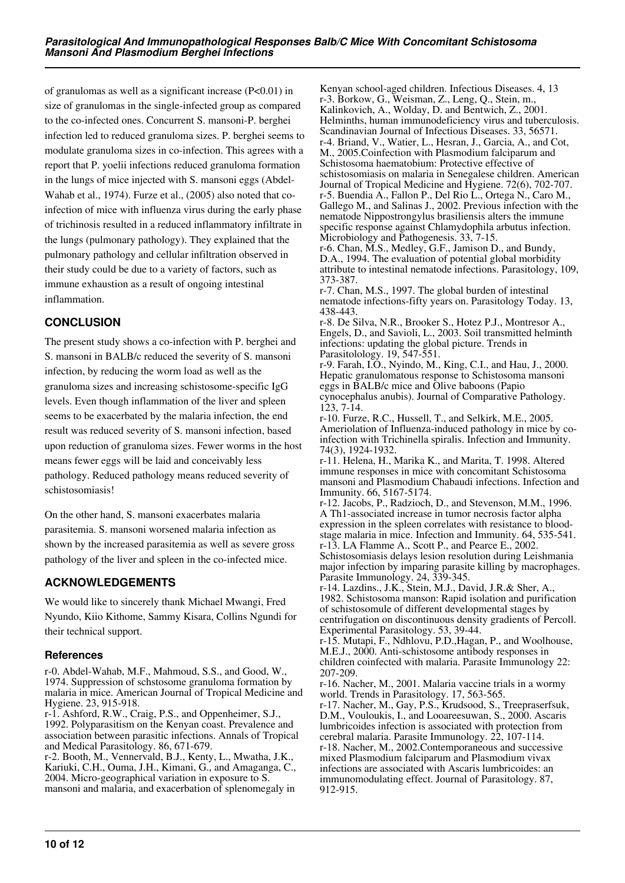of granulomas as well as a significant increase (P<0.01) in size of granulomas in the single-infected group as compared to the co-infected ones. Concurrent S. mansoni-P. berghei infection led to reduced granuloma sizes. P. berghei seems to modulate granuloma sizes in co-infection. This agrees with a report that P. yoelii infections reduced granuloma formation in the lungs of mice injected with S. mansoni eggs (Abdel-Wahab et al., 1974). Furze et al., (2005) also noted that co-infection of mice with influenza virus during the early phase of trichinosis resulted in a reduced inflammatory infiltrate in the lungs (pulmonary pathology). They explained that the pulmonary pathology and cellular infiltration observed in their study could be due to a variety of factors, such as immune exhaustion as a result of ongoing intestinal inflammation.

## CONCLUSION

The present study shows a co-infection with P. berghei and S. mansoni in BALB/c reduced the severity of S. mansoni infection, by reducing the worm load as well as the granuloma sizes and increasing schistosome-specific IgG levels. Even though inflammation of the liver and spleen seems to be exacerbated by the malaria infection, the end result was reduced severity of S. mansoni infection, based upon reduction of granuloma sizes. Fewer worms in the host means fewer eggs will be laid and conceivably less pathology. Reduced pathology means reduced severity of schistosomiasis!

On the other hand, S. mansoni exacerbates malaria parasitemia. S. mansoni worsened malaria infection as shown by the increased parasitemia as well as severe gross pathology of the liver and spleen in the co-infected mice.

## ACKNOWLEDGEMENTS

We would like to sincerely thank Michael Mwangi, Fred Nyundo, Kiio Kithome, Sammy Kisara, Collins Ngundi for their technical support.

### References

r-0. Abdel-Wahab, M.F., Mahmoud, S.S., and Good, W., 1974. Suppression of schstosome granuloma formation by malaria in mice. American Journal of Tropical Medicine and Hygiene. 23, 915-918.

r-1. Ashford, R.W., Craig, P.S., and Oppenheimer, S.J., 1992. Polyparasitism on the Kenyan coast. Prevalence and association between parasitic infections. Annals of Tropical and Medical Parasitology. 86, 671-679.

r-2. Booth, M., Vennervald, B.J., Kenty, L., Mwatha, J.K., Kariuki, C.H., Ouma, J.H., Kimani, G., and Amaganga, C., 2004. Micro-geographical variation in exposure to S. mansoni and malaria, and exacerbation of splenomegaly in Kenyan school-aged children. Infectious Diseases. 4, 13

r-3. Borkow, G., Weisman, Z., Leng, Q., Stein, m., Kalinkovich, A., Wolday, D. and Bentwich, Z., 2001. Helminths, human immunodeficiency virus and tuberculosis. Scandinavian Journal of Infectious Diseases. 33, 56571.

r-4. Briand, V., Watier, L., Hesran, J., Garcia, A., and Cot, M., 2005.Coinfection with Plasmodium falciparum and Schistosoma haematobium: Protective effective of schistosomiasis on malaria in Senegalese children. American Journal of Tropical Medicine and Hygiene. 72(6), 702-707.

r-5. Buendia A., Fallon P., Del Rio L., Ortega N., Caro M., Gallego M., and Salinas J., 2002. Previous infection with the nematode Nippostrongylus brasiliensis alters the immune specific response against Chlamydophila arbutus infection. Microbiology and Pathogenesis. 33, 7-15.

r-6. Chan, M.S., Medley, G.F., Jamison D., and Bundy, D.A., 1994. The evaluation of potential global morbidity attribute to intestinal nematode infections. Parasitology, 109, 373-387.

r-7. Chan, M.S., 1997. The global burden of intestinal nematode infections-fifty years on. Parasitology Today. 13, 438-443.

r-8. De Silva, N.R., Brooker S., Hotez P.J., Montresor A., Engels, D., and Savioli, L., 2003. Soil transmitted helminth infections: updating the global picture. Trends in Parasitolology. 19, 547-551.

r-9. Farah, I.O., Nyindo, M., King, C.I., and Hau, J., 2000. Hepatic granulomatous response to Schistosoma mansoni eggs in BALB/c mice and Olive baboons (Papio cynocephalus anubis). Journal of Comparative Pathology. 123, 7-14.

r-10. Furze, R.C., Hussell, T., and Selkirk, M.E., 2005. Ameriolation of Influenza-induced pathology in mice by co-infection with Trichinella spiralis. Infection and Immunity. 74(3), 1924-1932.

r-11. Helena, H., Marika K., and Marita, T. 1998. Altered immune responses in mice with concomitant Schistosoma mansoni and Plasmodium Chabaudi infections. Infection and Immunity. 66, 5167-5174.

r-12. Jacobs, P., Radzioch, D., and Stevenson, M.M., 1996. A Th1-associated increase in tumor necrosis factor alpha expression in the spleen correlates with resistance to blood-stage malaria in mice. Infection and Immunity. 64, 535-541.

r-13. LA Flamme A., Scott P., and Pearce E., 2002. Schistosomiasis delays lesion resolution during Leishmania major infection by imparing parasite killing by macrophages. Parasite Immunology. 24, 339-345.

r-14. Lazdins., J.K., Stein, M.J., David, J.R.& Sher, A., 1982. Schistosoma manson: Rapid isolation and purification of schistosomule of different developmental stages by centrifugation on discontinuous density gradients of Percoll. Experimental Parasitology. 53, 39-44.

r-15. Mutapi, F., Ndhlovu, P.D.,Hagan, P., and Woolhouse, M.E.J., 2000. Anti-schistosome antibody responses in children coinfected with malaria. Parasite Immunology 22: 207-209.

r-16. Nacher, M., 2001. Malaria vaccine trials in a wormy world. Trends in Parasitology. 17, 563-565.

r-17. Nacher, M., Gay, P.S., Krudsood, S., Treepraserfsuk, D.M., Vouloukis, I., and Looareesuwan, S., 2000. Ascaris lumbricoides infection is associated with protection from cerebral malaria. Parasite Immunology. 22, 107-114.

r-18. Nacher, M., 2002.Contemporaneous and successive mixed Plasmodium falciparum and Plasmodium vivax infections are associated with Ascaris lumbricoides: an immunomodulating effect. Journal of Parasitology. 87, 912-915.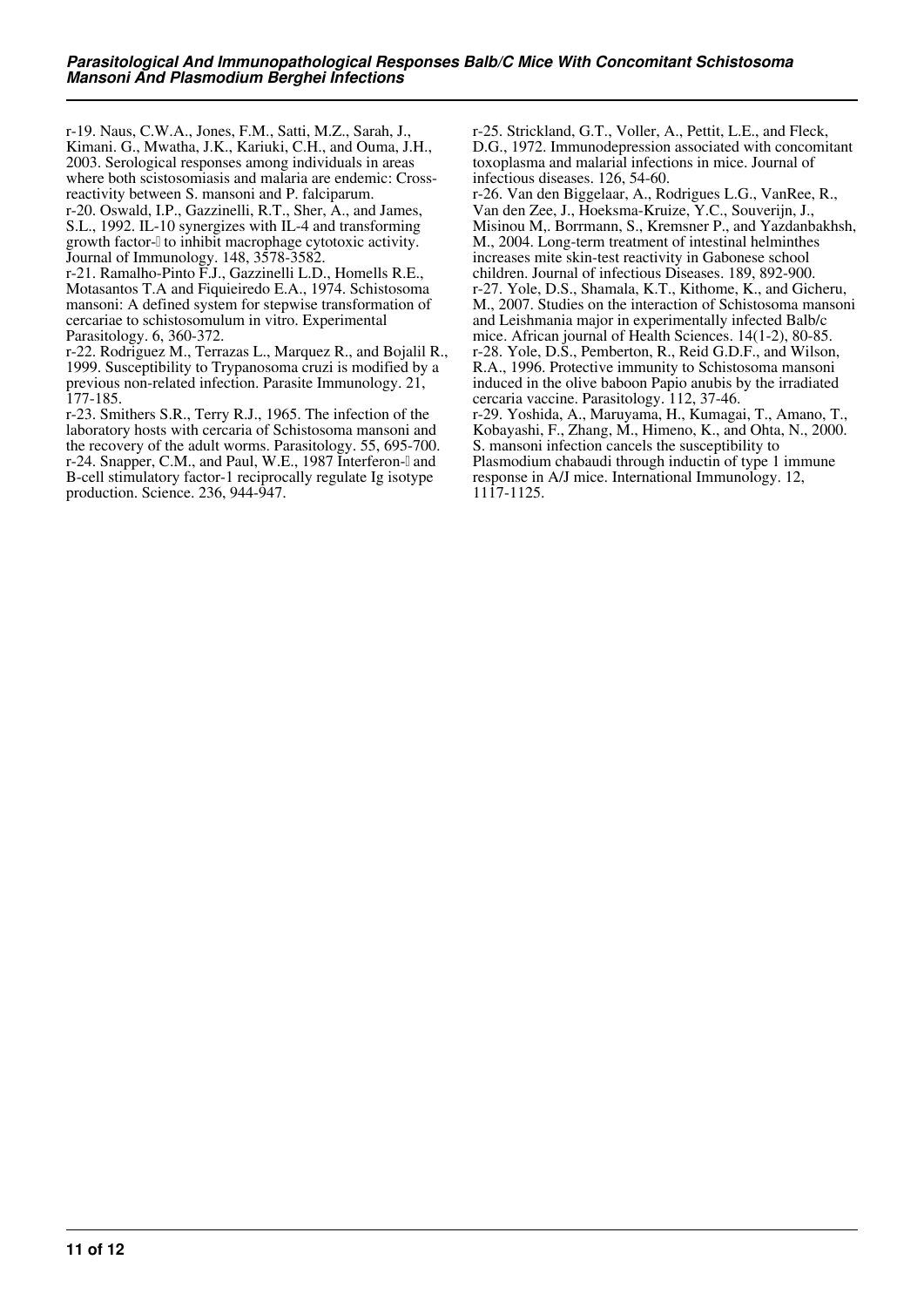r-19. Naus, C.W.A., Jones, F.M., Satti, M.Z., Sarah, J., Kimani. G., Mwatha, J.K., Kariuki, C.H., and Ouma, J.H., 2003. Serological responses among individuals in areas where both scistosomiasis and malaria are endemic: Cross-reactivity between S. mansoni and P. falciparum.

r-20. Oswald, I.P., Gazzinelli, R.T., Sher, A., and James, S.L., 1992. IL-10 synergizes with IL-4 and transforming growth factor-� to inhibit macrophage cytotoxic activity. Journal of Immunology. 148, 3578-3582.

r-21. Ramalho-Pinto F.J., Gazzinelli L.D., Homells R.E., Motasantos T.A and Fiquieiredo E.A., 1974. Schistosoma mansoni: A defined system for stepwise transformation of cercariae to schistosomulum in vitro. Experimental Parasitology. 6, 360-372.

r-22. Rodriguez M., Terrazas L., Marquez R., and Bojalil R., 1999. Susceptibility to Trypanosoma cruzi is modified by a previous non-related infection. Parasite Immunology. 21, 177-185.

r-23. Smithers S.R., Terry R.J., 1965. The infection of the laboratory hosts with cercaria of Schistosoma mansoni and the recovery of the adult worms. Parasitology. 55, 695-700.

r-24. Snapper, C.M., and Paul, W.E., 1987 Interferon-� and B-cell stimulatory factor-1 reciprocally regulate Ig isotype production. Science. 236, 944-947.

r-25. Strickland, G.T., Voller, A., Pettit, L.E., and Fleck, D.G., 1972. Immunodepression associated with concomitant toxoplasma and malarial infections in mice. Journal of infectious diseases. 126, 54-60.

r-26. Van den Biggelaar, A., Rodrigues L.G., VanRee, R., Van den Zee, J., Hoeksma-Kruize, Y.C., Souverijn, J., Misinou M,. Borrmann, S., Kremsner P., and Yazdanbakhsh, M., 2004. Long-term treatment of intestinal helminthes increases mite skin-test reactivity in Gabonese school children. Journal of infectious Diseases. 189, 892-900.

r-27. Yole, D.S., Shamala, K.T., Kithome, K., and Gicheru, M., 2007. Studies on the interaction of Schistosoma mansoni and Leishmania major in experimentally infected Balb/c mice. African journal of Health Sciences. 14(1-2), 80-85.

r-28. Yole, D.S., Pemberton, R., Reid G.D.F., and Wilson, R.A., 1996. Protective immunity to Schistosoma mansoni induced in the olive baboon Papio anubis by the irradiated cercaria vaccine. Parasitology. 112, 37-46.

r-29. Yoshida, A., Maruyama, H., Kumagai, T., Amano, T., Kobayashi, F., Zhang, M., Himeno, K., and Ohta, N., 2000. S. mansoni infection cancels the susceptibility to Plasmodium chabaudi through inductin of type 1 immune response in A/J mice. International Immunology. 12, 1117-1125.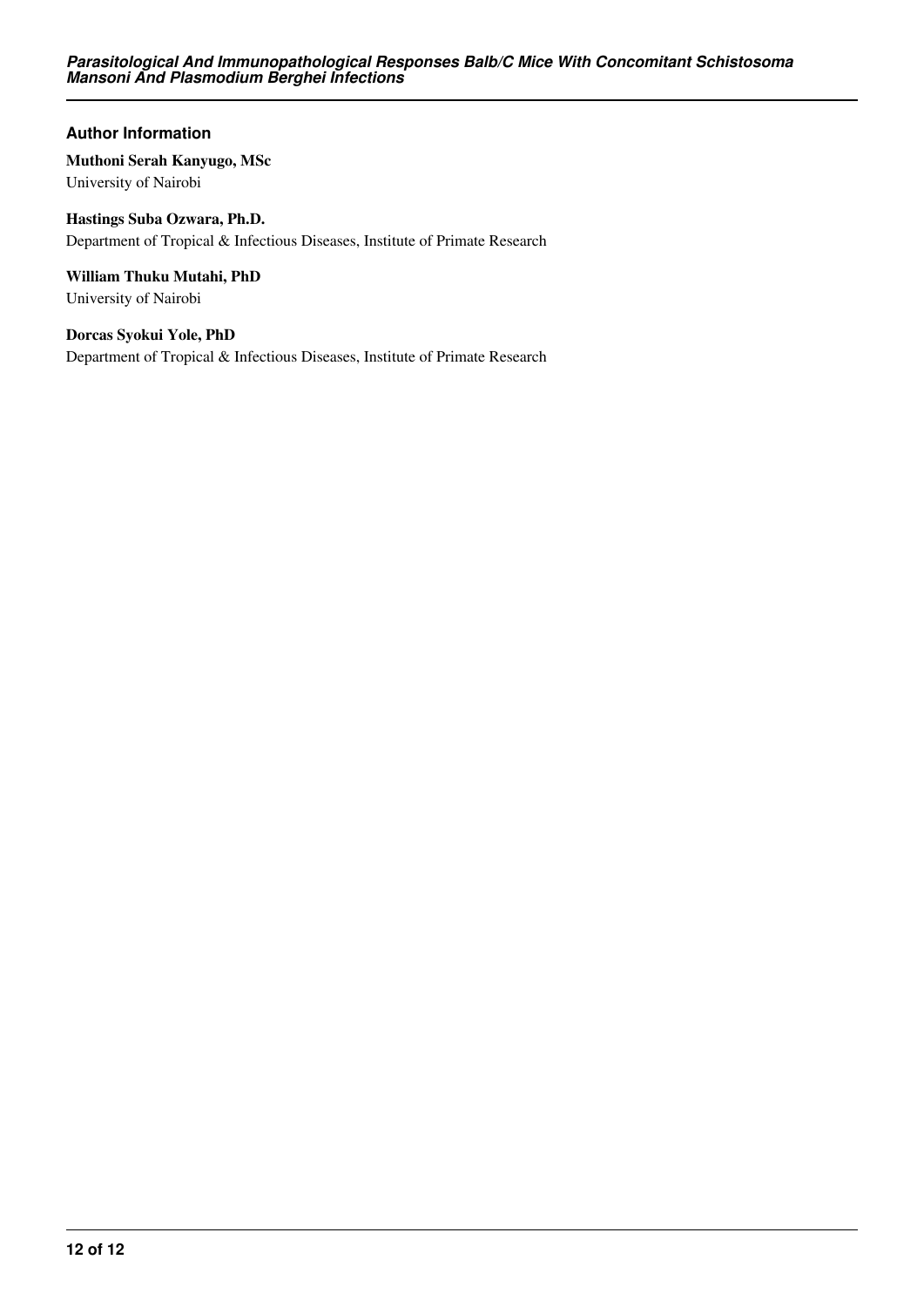### Author Information

**Muthoni Serah Kanyugo, MSc**
University of Nairobi

**Hastings Suba Ozwara, Ph.D.**
Department of Tropical & Infectious Diseases, Institute of Primate Research

**William Thuku Mutahi, PhD**
University of Nairobi

**Dorcas Syokui Yole, PhD**
Department of Tropical & Infectious Diseases, Institute of Primate Research